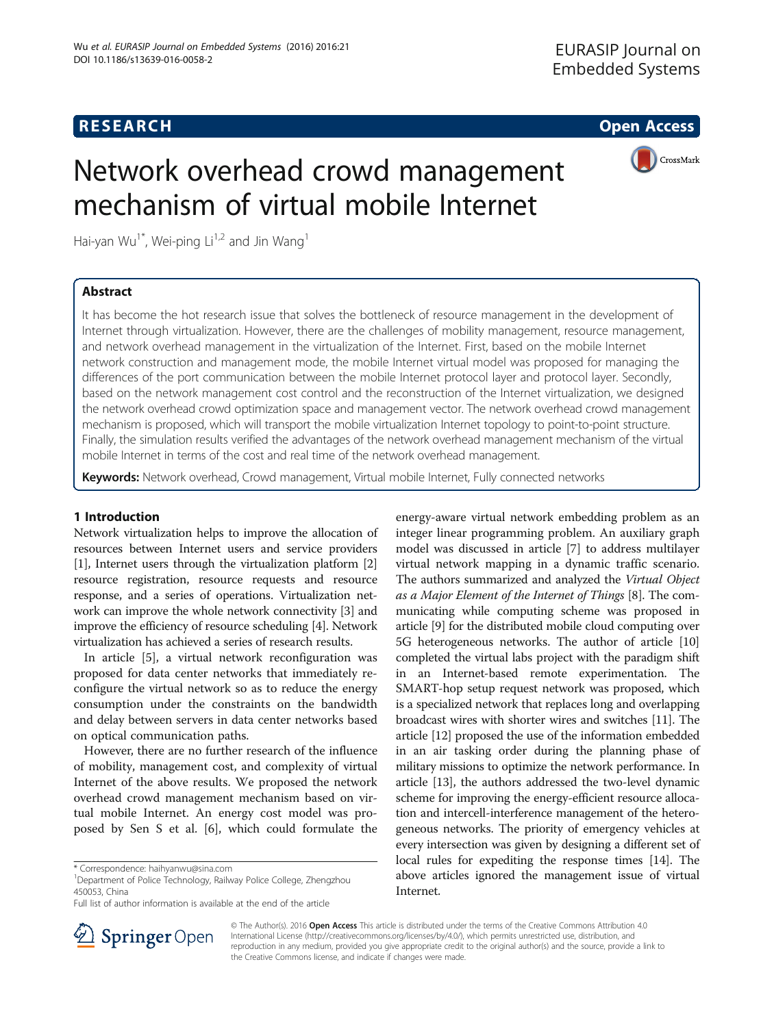RESEARCH Open Access

# Network overhead crowd management mechanism of virtual mobile Internet

Hai-yan Wu[1*], Wei-ping Li[1,2] and Jin Wang[1]

## Abstract

It has become the hot research issue that solves the bottleneck of resource management in the development of Internet through virtualization. However, there are the challenges of mobility management, resource management, and network overhead management in the virtualization of the Internet. First, based on the mobile Internet network construction and management mode, the mobile Internet virtual model was proposed for managing the differences of the port communication between the mobile Internet protocol layer and protocol layer. Secondly, based on the network management cost control and the reconstruction of the Internet virtualization, we designed the network overhead crowd optimization space and management vector. The network overhead crowd management mechanism is proposed, which will transport the mobile virtualization Internet topology to point-to-point structure. Finally, the simulation results verified the advantages of the network overhead management mechanism of the virtual mobile Internet in terms of the cost and real time of the network overhead management.

**Keywords:** Network overhead, Crowd management, Virtual mobile Internet, Fully connected networks

## 1 Introduction

Network virtualization helps to improve the allocation of resources between Internet users and service providers [1], Internet users through the virtualization platform [2] resource registration, resource requests and resource response, and a series of operations. Virtualization network can improve the whole network connectivity [3] and improve the efficiency of resource scheduling [4]. Network virtualization has achieved a series of research results.

In article [5], a virtual network reconfiguration was proposed for data center networks that immediately reconfigure the virtual network so as to reduce the energy consumption under the constraints on the bandwidth and delay between servers in data center networks based on optical communication paths.

However, there are no further research of the influence of mobility, management cost, and complexity of virtual Internet of the above results. We proposed the network overhead crowd management mechanism based on virtual mobile Internet. An energy cost model was proposed by Sen S et al. [6], which could formulate the energy-aware virtual network embedding problem as an integer linear programming problem. An auxiliary graph model was discussed in article [7] to address multilayer virtual network mapping in a dynamic traffic scenario. The authors summarized and analyzed the *Virtual Object as a Major Element of the Internet of Things* [8]. The communicating while computing scheme was proposed in article [9] for the distributed mobile cloud computing over 5G heterogeneous networks. The author of article [10] completed the virtual labs project with the paradigm shift in an Internet-based remote experimentation. The SMART-hop setup request network was proposed, which is a specialized network that replaces long and overlapping broadcast wires with shorter wires and switches [11]. The article [12] proposed the use of the information embedded in an air tasking order during the planning phase of military missions to optimize the network performance. In article [13], the authors addressed the two-level dynamic scheme for improving the energy-efficient resource allocation and intercell-interference management of the heterogeneous networks. The priority of emergency vehicles at every intersection was given by designing a different set of local rules for expediting the response times [14]. The above articles ignored the management issue of virtual Internet.

\* Correspondence: haihyanwu@sina.com
[1]Department of Police Technology, Railway Police College, Zhengzhou 450053, China
Full list of author information is available at the end of the article

© The Author(s). 2016 **Open Access** This article is distributed under the terms of the Creative Commons Attribution 4.0 International License (http://creativecommons.org/licenses/by/4.0/), which permits unrestricted use, distribution, and reproduction in any medium, provided you give appropriate credit to the original author(s) and the source, provide a link to the Creative Commons license, and indicate if changes were made.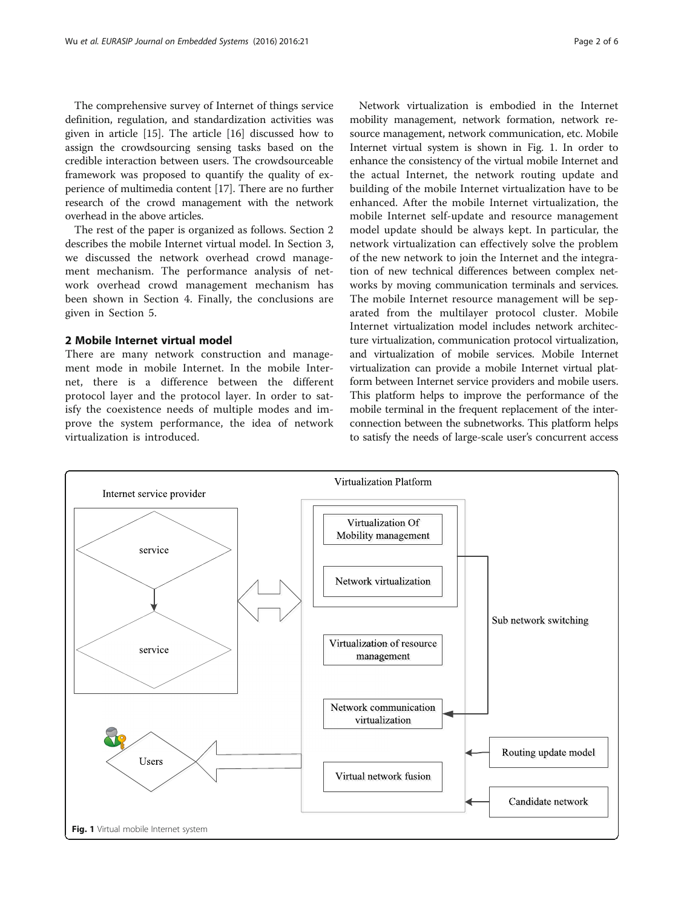The comprehensive survey of Internet of things service definition, regulation, and standardization activities was given in article [15]. The article [16] discussed how to assign the crowdsourcing sensing tasks based on the credible interaction between users. The crowdsourceable framework was proposed to quantify the quality of experience of multimedia content [17]. There are no further research of the crowd management with the network overhead in the above articles.

The rest of the paper is organized as follows. Section 2 describes the mobile Internet virtual model. In Section 3, we discussed the network overhead crowd management mechanism. The performance analysis of network overhead crowd management mechanism has been shown in Section 4. Finally, the conclusions are given in Section 5.

## 2 Mobile Internet virtual model

There are many network construction and management mode in mobile Internet. In the mobile Internet, there is a difference between the different protocol layer and the protocol layer. In order to satisfy the coexistence needs of multiple modes and improve the system performance, the idea of network virtualization is introduced.

Network virtualization is embodied in the Internet mobility management, network formation, network resource management, network communication, etc. Mobile Internet virtual system is shown in Fig. 1. In order to enhance the consistency of the virtual mobile Internet and the actual Internet, the network routing update and building of the mobile Internet virtualization have to be enhanced. After the mobile Internet virtualization, the mobile Internet self-update and resource management model update should be always kept. In particular, the network virtualization can effectively solve the problem of the new network to join the Internet and the integration of new technical differences between complex networks by moving communication terminals and services. The mobile Internet resource management will be separated from the multilayer protocol cluster. Mobile Internet virtualization model includes network architecture virtualization, communication protocol virtualization, and virtualization of mobile services. Mobile Internet virtualization can provide a mobile Internet virtual platform between Internet service providers and mobile users. This platform helps to improve the performance of the mobile terminal in the frequent replacement of the interconnection between the subnetworks. This platform helps to satisfy the needs of large-scale user's concurrent access

**Fig. 1** Virtual mobile Internet system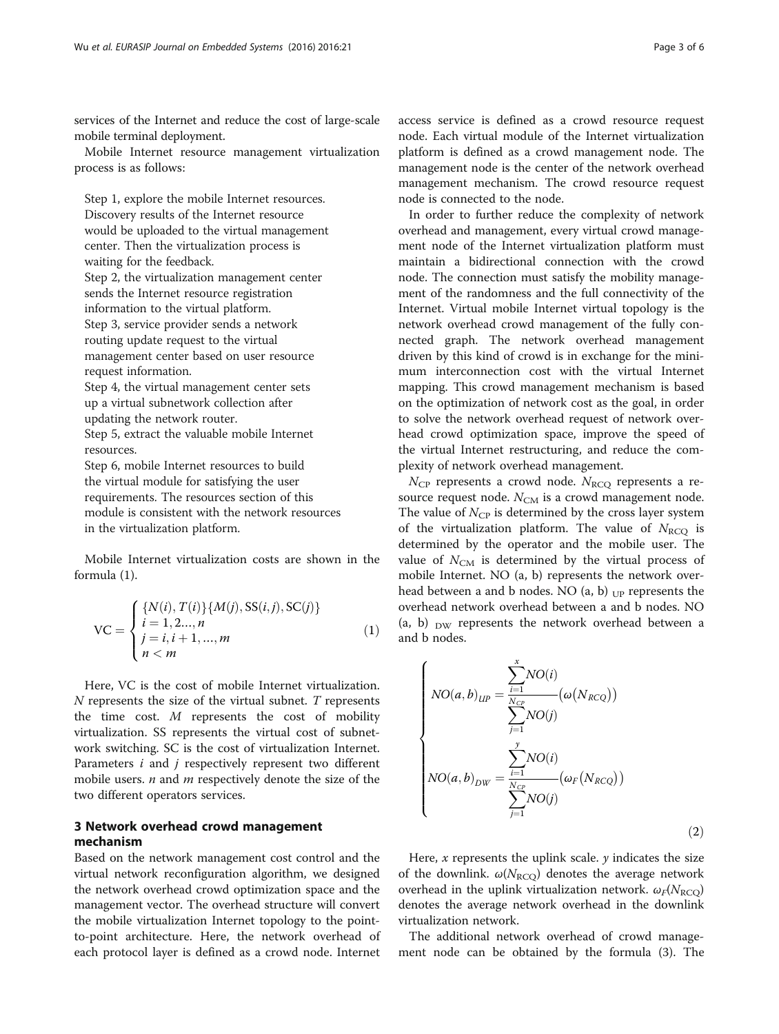services of the Internet and reduce the cost of large-scale mobile terminal deployment.

Mobile Internet resource management virtualization process is as follows:

Step 1, explore the mobile Internet resources. Discovery results of the Internet resource would be uploaded to the virtual management center. Then the virtualization process is waiting for the feedback.
Step 2, the virtualization management center sends the Internet resource registration information to the virtual platform.
Step 3, service provider sends a network routing update request to the virtual management center based on user resource request information.
Step 4, the virtual management center sets up a virtual subnetwork collection after updating the network router.
Step 5, extract the valuable mobile Internet resources.
Step 6, mobile Internet resources to build the virtual module for satisfying the user requirements. The resources section of this module is consistent with the network resources in the virtualization platform.

Mobile Internet virtualization costs are shown in the formula (1).

$$\mathrm{VC} = \begin{cases} \{N(i), T(i)\}\{M(j), \mathrm{SS}(i,j), \mathrm{SC}(j)\} \\ i = 1, 2..., n \\ j = i, i+1, ..., m \\ n < m \end{cases} \tag{1}$$

Here, VC is the cost of mobile Internet virtualization. $N$ represents the size of the virtual subnet. $T$ represents the time cost. $M$ represents the cost of mobility virtualization. SS represents the virtual cost of subnetwork switching. SC is the cost of virtualization Internet. Parameters $i$ and $j$ respectively represent two different mobile users. $n$ and $m$ respectively denote the size of the two different operators services.

## 3 Network overhead crowd management mechanism

Based on the network management cost control and the virtual network reconfiguration algorithm, we designed the network overhead crowd optimization space and the management vector. The overhead structure will convert the mobile virtualization Internet topology to the point-to-point architecture. Here, the network overhead of each protocol layer is defined as a crowd node. Internet access service is defined as a crowd resource request node. Each virtual module of the Internet virtualization platform is defined as a crowd management node. The management node is the center of the network overhead management mechanism. The crowd resource request node is connected to the node.

In order to further reduce the complexity of network overhead and management, every virtual crowd management node of the Internet virtualization platform must maintain a bidirectional connection with the crowd node. The connection must satisfy the mobility management of the randomness and the full connectivity of the Internet. Virtual mobile Internet virtual topology is the network overhead crowd management of the fully connected graph. The network overhead management driven by this kind of crowd is in exchange for the minimum interconnection cost with the virtual Internet mapping. This crowd management mechanism is based on the optimization of network cost as the goal, in order to solve the network overhead request of network overhead crowd optimization space, improve the speed of the virtual Internet restructuring, and reduce the complexity of network overhead management.

$N_{\mathrm{CP}}$ represents a crowd node. $N_{\mathrm{RCQ}}$ represents a resource request node. $N_{\mathrm{CM}}$ is a crowd management node. The value of $N_{\mathrm{CP}}$ is determined by the cross layer system of the virtualization platform. The value of $N_{\mathrm{RCQ}}$ is determined by the operator and the mobile user. The value of $N_{\mathrm{CM}}$ is determined by the virtual process of mobile Internet. NO (a, b) represents the network overhead between a and b nodes. NO $(a, b)_{\mathrm{UP}}$ represents the overhead network overhead between a and b nodes. NO $(a, b)_{\mathrm{DW}}$ represents the network overhead between a and b nodes.

$$\begin{cases} NO(a,b)_{UP} = \dfrac{\sum_{i=1}^{x} NO(i)}{\sum_{j=1}^{N_{CP}} NO(j)} \left(\omega\left(N_{RCQ}\right)\right) \\[2ex] NO(a,b)_{DW} = \dfrac{\sum_{i=1}^{y} NO(i)}{\sum_{j=1}^{N_{CP}} NO(j)} \left(\omega_F\left(N_{RCQ}\right)\right) \end{cases} \tag{2}$$

Here, $x$ represents the uplink scale. $y$ indicates the size of the downlink. $\omega(N_{\mathrm{RCQ}})$ denotes the average network overhead in the uplink virtualization network. $\omega_F(N_{\mathrm{RCQ}})$ denotes the average network overhead in the downlink virtualization network.

The additional network overhead of crowd management node can be obtained by the formula (3). The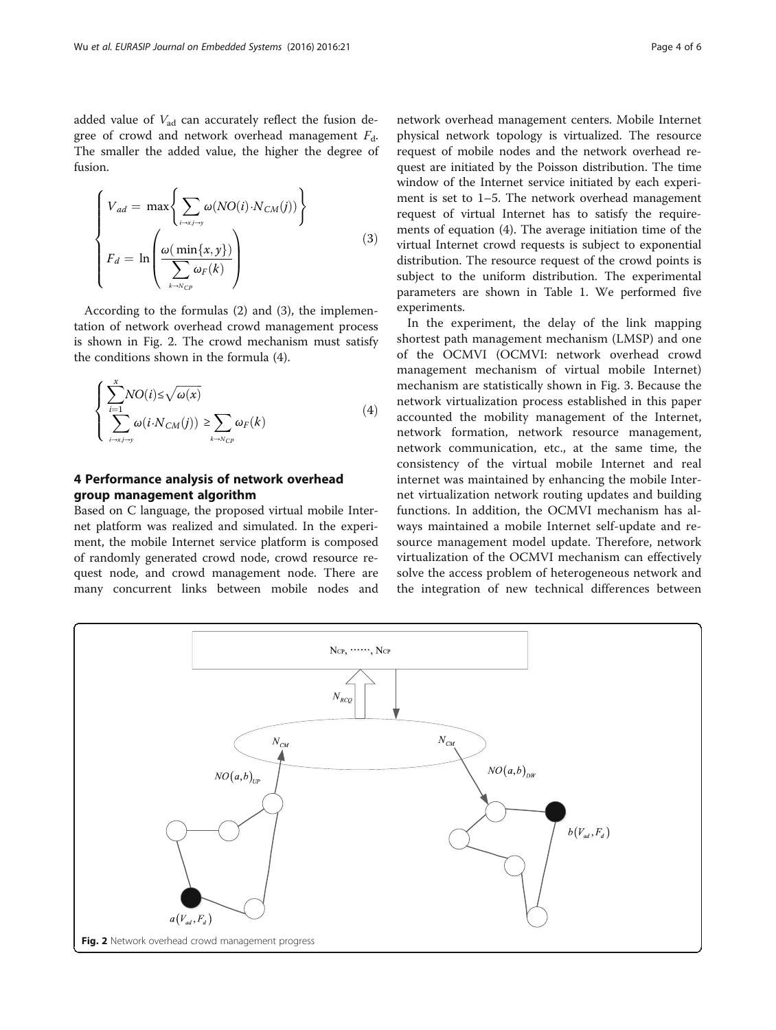added value of $V_{ad}$ can accurately reflect the fusion degree of crowd and network overhead management $F_d$. The smaller the added value, the higher the degree of fusion.

$$\begin{cases} V_{ad} = \max\left\{ \sum_{i\to x, j\to y} \omega(NO(i)\cdot N_{CM}(j)) \right\} \\ F_d = \ln\left( \dfrac{\omega(\min\{x, y\})}{\sum_{k\to N_{CP}} \omega_F(k)} \right) \end{cases} \tag{3}$$

According to the formulas (2) and (3), the implementation of network overhead crowd management process is shown in Fig. 2. The crowd mechanism must satisfy the conditions shown in the formula (4).

$$\begin{cases} \sum_{i=1}^{x} NO(i) \leq \sqrt{\omega(x)} \\ \sum_{i\to x, j\to y} \omega(i\cdot N_{CM}(j)) \geq \sum_{k\to N_{CP}} \omega_F(k) \end{cases} \tag{4}$$

## 4 Performance analysis of network overhead group management algorithm

Based on C language, the proposed virtual mobile Internet platform was realized and simulated. In the experiment, the mobile Internet service platform is composed of randomly generated crowd node, crowd resource request node, and crowd management node. There are many concurrent links between mobile nodes and network overhead management centers. Mobile Internet physical network topology is virtualized. The resource request of mobile nodes and the network overhead request are initiated by the Poisson distribution. The time window of the Internet service initiated by each experiment is set to 1–5. The network overhead management request of virtual Internet has to satisfy the requirements of equation (4). The average initiation time of the virtual Internet crowd requests is subject to exponential distribution. The resource request of the crowd points is subject to the uniform distribution. The experimental parameters are shown in Table 1. We performed five experiments.

In the experiment, the delay of the link mapping shortest path management mechanism (LMSP) and one of the OCMVI (OCMVI: network overhead crowd management mechanism of virtual mobile Internet) mechanism are statistically shown in Fig. 3. Because the network virtualization process established in this paper accounted the mobility management of the Internet, network formation, network resource management, network communication, etc., at the same time, the consistency of the virtual mobile Internet and real internet was maintained by enhancing the mobile Internet virtualization network routing updates and building functions. In addition, the OCMVI mechanism has always maintained a mobile Internet self-update and resource management model update. Therefore, network virtualization of the OCMVI mechanism can effectively solve the access problem of heterogeneous network and the integration of new technical differences between

**Fig. 2** Network overhead crowd management progress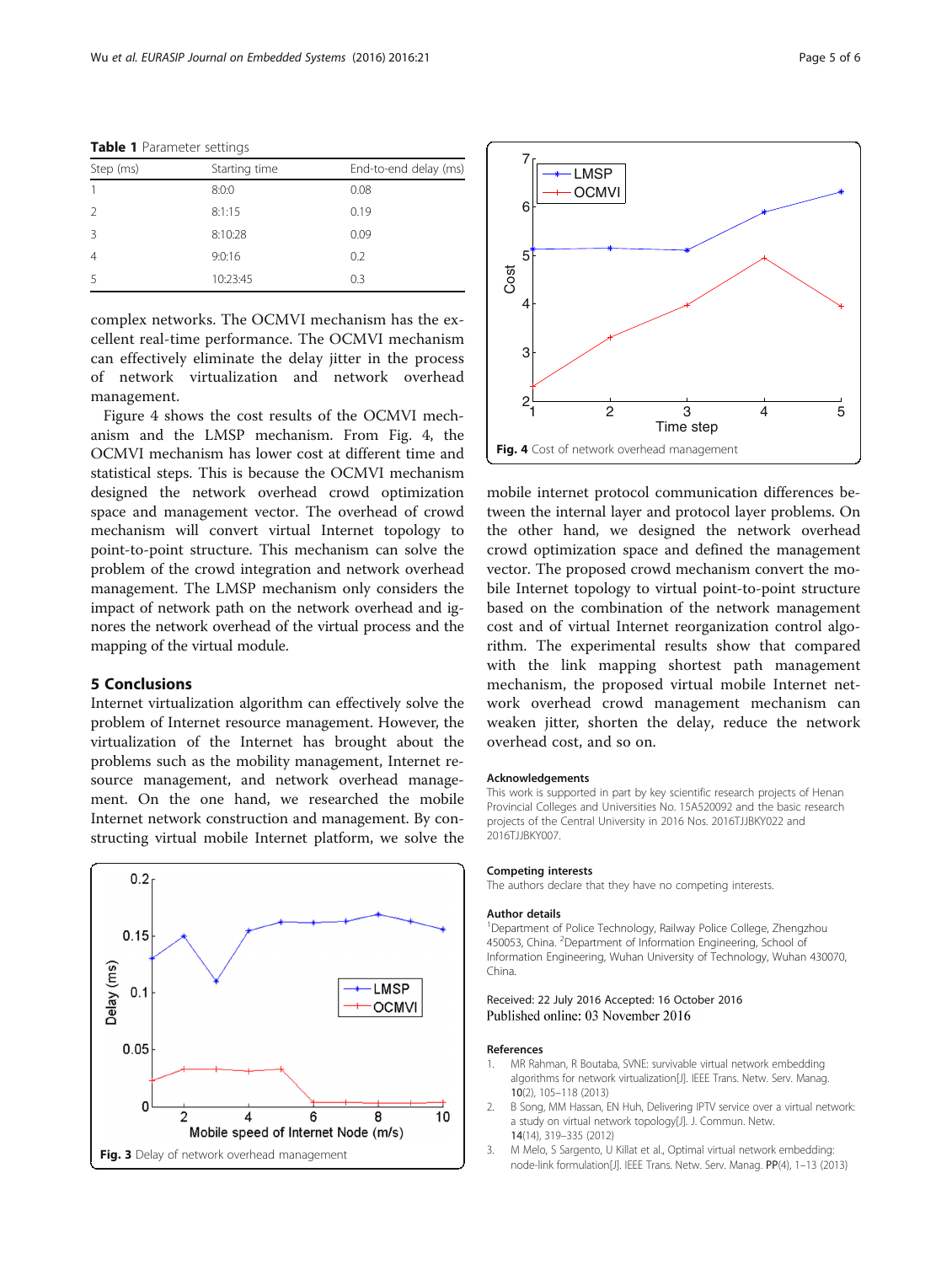**Table 1** Parameter settings

| Step (ms) | Starting time | End-to-end delay (ms) |
|---|---|---|
| 1 | 8:0:0 | 0.08 |
| 2 | 8:1:15 | 0.19 |
| 3 | 8:10:28 | 0.09 |
| 4 | 9:0:16 | 0.2 |
| 5 | 10:23:45 | 0.3 |

complex networks. The OCMVI mechanism has the excellent real-time performance. The OCMVI mechanism can effectively eliminate the delay jitter in the process of network virtualization and network overhead management.

Figure 4 shows the cost results of the OCMVI mechanism and the LMSP mechanism. From Fig. 4, the OCMVI mechanism has lower cost at different time and statistical steps. This is because the OCMVI mechanism designed the network overhead crowd optimization space and management vector. The overhead of crowd mechanism will convert virtual Internet topology to point-to-point structure. This mechanism can solve the problem of the crowd integration and network overhead management. The LMSP mechanism only considers the impact of network path on the network overhead and ignores the network overhead of the virtual process and the mapping of the virtual module.

## 5 Conclusions

Internet virtualization algorithm can effectively solve the problem of Internet resource management. However, the virtualization of the Internet has brought about the problems such as the mobility management, Internet resource management, and network overhead management. On the one hand, we researched the mobile Internet network construction and management. By constructing virtual mobile Internet platform, we solve the mobile internet protocol communication differences between the internal layer and protocol layer problems. On the other hand, we designed the network overhead crowd optimization space and defined the management vector. The proposed crowd mechanism convert the mobile Internet topology to virtual point-to-point structure based on the combination of the network management cost and of virtual Internet reorganization control algorithm. The experimental results show that compared with the link mapping shortest path management mechanism, the proposed virtual mobile Internet network overhead crowd management mechanism can weaken jitter, shorten the delay, reduce the network overhead cost, and so on.

**Fig. 3** Delay of network overhead management

**Fig. 4** Cost of network overhead management

### Acknowledgements

This work is supported in part by key scientific research projects of Henan Provincial Colleges and Universities No. 15A520092 and the basic research projects of the Central University in 2016 Nos. 2016TJJBKY022 and 2016TJJBKY007.

### Competing interests

The authors declare that they have no competing interests.

### Author details

[1]Department of Police Technology, Railway Police College, Zhengzhou 450053, China. [2]Department of Information Engineering, School of Information Engineering, Wuhan University of Technology, Wuhan 430070, China.

Received: 22 July 2016 Accepted: 16 October 2016
Published online: 03 November 2016

### References

1. MR Rahman, R Boutaba, SVNE: survivable virtual network embedding algorithms for network virtualization[J]. IEEE Trans. Netw. Serv. Manag. **10**(2), 105–118 (2013)
2. B Song, MM Hassan, EN Huh, Delivering IPTV service over a virtual network: a study on virtual network topology[J]. J. Commun. Netw. **14**(14), 319–335 (2012)
3. M Melo, S Sargento, U Killat et al., Optimal virtual network embedding: node-link formulation[J]. IEEE Trans. Netw. Serv. Manag. **PP**(4), 1–13 (2013)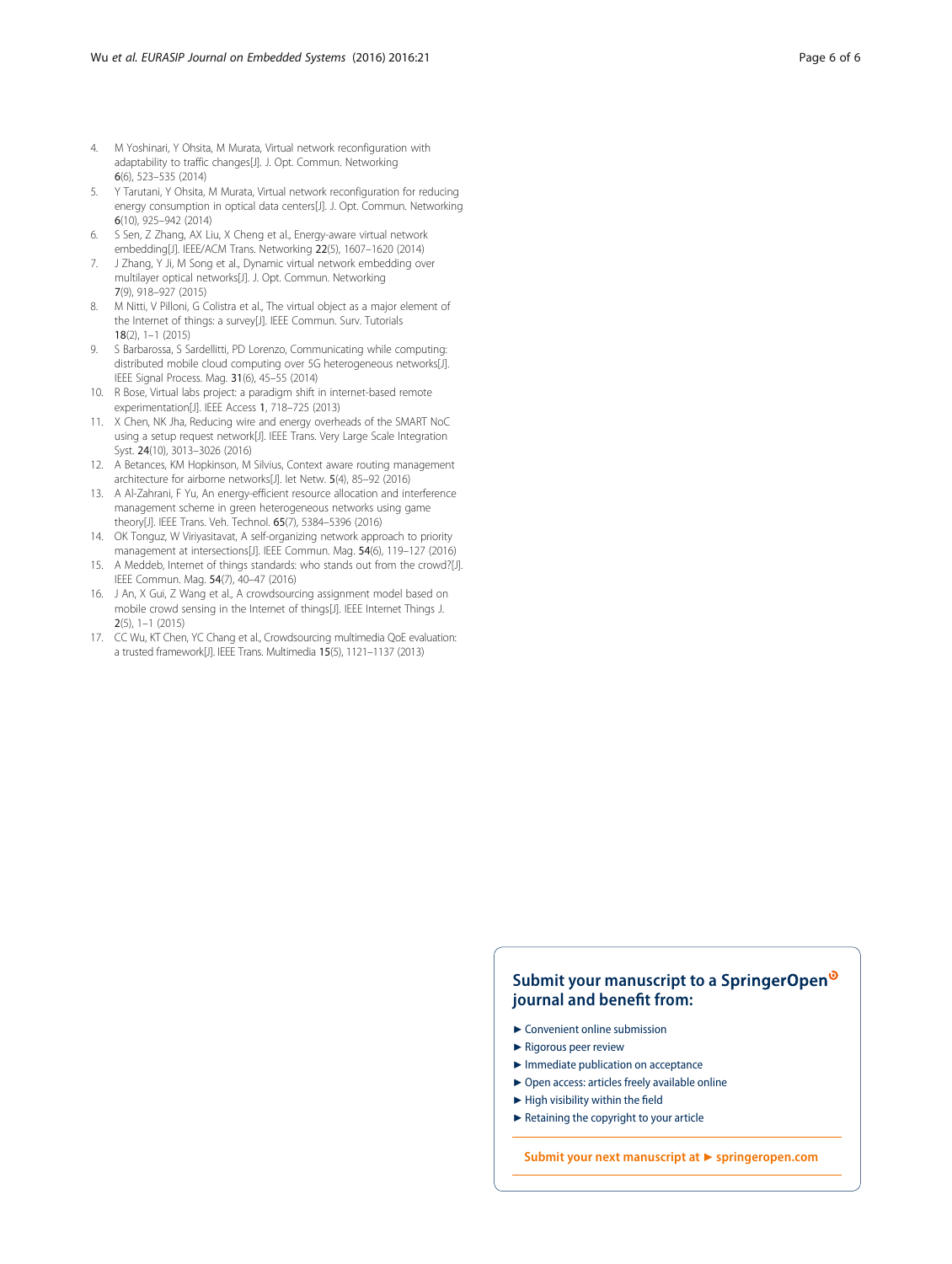4. M Yoshinari, Y Ohsita, M Murata, Virtual network reconfiguration with adaptability to traffic changes[J]. J. Opt. Commun. Networking **6**(6), 523–535 (2014)
5. Y Tarutani, Y Ohsita, M Murata, Virtual network reconfiguration for reducing energy consumption in optical data centers[J]. J. Opt. Commun. Networking **6**(10), 925–942 (2014)
6. S Sen, Z Zhang, AX Liu, X Cheng et al., Energy-aware virtual network embedding[J]. IEEE/ACM Trans. Networking **22**(5), 1607–1620 (2014)
7. J Zhang, Y Ji, M Song et al., Dynamic virtual network embedding over multilayer optical networks[J]. J. Opt. Commun. Networking **7**(9), 918–927 (2015)
8. M Nitti, V Pilloni, G Colistra et al., The virtual object as a major element of the Internet of things: a survey[J]. IEEE Commun. Surv. Tutorials **18**(2), 1–1 (2015)
9. S Barbarossa, S Sardellitti, PD Lorenzo, Communicating while computing: distributed mobile cloud computing over 5G heterogeneous networks[J]. IEEE Signal Process. Mag. **31**(6), 45–55 (2014)
10. R Bose, Virtual labs project: a paradigm shift in internet-based remote experimentation[J]. IEEE Access **1**, 718–725 (2013)
11. X Chen, NK Jha, Reducing wire and energy overheads of the SMART NoC using a setup request network[J]. IEEE Trans. Very Large Scale Integration Syst. **24**(10), 3013–3026 (2016)
12. A Betances, KM Hopkinson, M Silvius, Context aware routing management architecture for airborne networks[J]. Iet Netw. **5**(4), 85–92 (2016)
13. A Al-Zahrani, F Yu, An energy-efficient resource allocation and interference management scheme in green heterogeneous networks using game theory[J]. IEEE Trans. Veh. Technol. **65**(7), 5384–5396 (2016)
14. OK Tonguz, W Viriyasitavat, A self-organizing network approach to priority management at intersections[J]. IEEE Commun. Mag. **54**(6), 119–127 (2016)
15. A Meddeb, Internet of things standards: who stands out from the crowd?[J]. IEEE Commun. Mag. **54**(7), 40–47 (2016)
16. J An, X Gui, Z Wang et al., A crowdsourcing assignment model based on mobile crowd sensing in the Internet of things[J]. IEEE Internet Things J. **2**(5), 1–1 (2015)
17. CC Wu, KT Chen, YC Chang et al., Crowdsourcing multimedia QoE evaluation: a trusted framework[J]. IEEE Trans. Multimedia **15**(5), 1121–1137 (2013)

**Submit your manuscript to a SpringerOpen journal and benefit from:**

- ► Convenient online submission
- ► Rigorous peer review
- ► Immediate publication on acceptance
- ► Open access: articles freely available online
- ► High visibility within the field
- ► Retaining the copyright to your article

**Submit your next manuscript at ► springeropen.com**